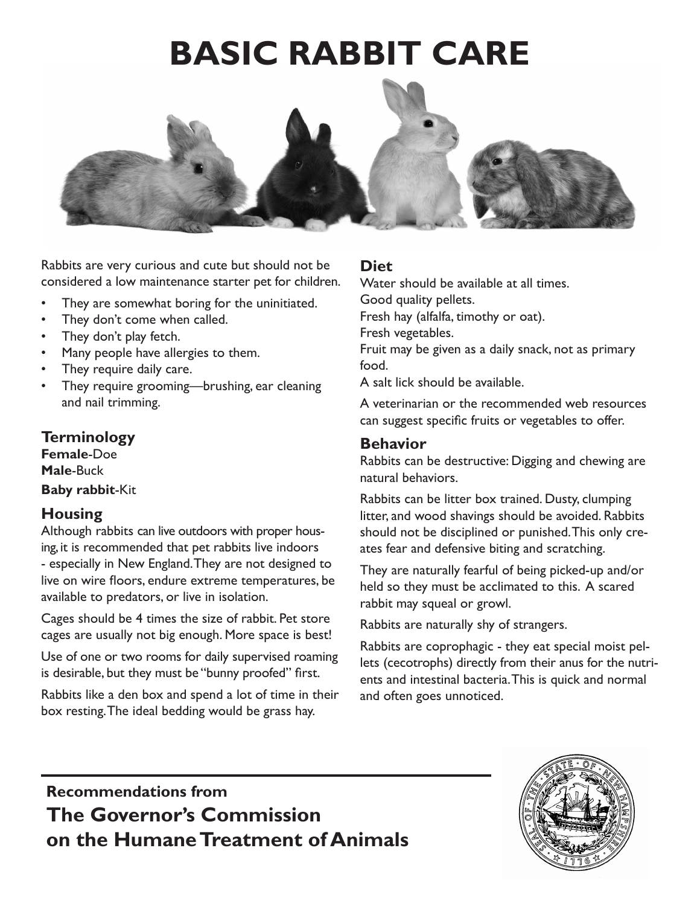# BASIC RABBIT CARE

Rabbits are very curious and cute but should not be considered a low maintenance starter pet for children.

- They are somewhat boring for the uninitiated.
- They don't come when called.
- They don't play fetch.
- Many people have allergies to them.
- They require daily care.
- They require grooming—brushing, ear cleaning and nail trimming.

## Terminology

**Female**-Doe
**Male**-Buck
**Baby rabbit**-Kit

## Housing

Although rabbits can live outdoors with proper housing, it is recommended that pet rabbits live indoors - especially in New England. They are not designed to live on wire floors, endure extreme temperatures, be available to predators, or live in isolation.

Cages should be 4 times the size of rabbit. Pet store cages are usually not big enough. More space is best!

Use of one or two rooms for daily supervised roaming is desirable, but they must be "bunny proofed" first.

Rabbits like a den box and spend a lot of time in their box resting. The ideal bedding would be grass hay.

## Diet

Water should be available at all times.
Good quality pellets.
Fresh hay (alfalfa, timothy or oat).
Fresh vegetables.
Fruit may be given as a daily snack, not as primary food.
A salt lick should be available.

A veterinarian or the recommended web resources can suggest specific fruits or vegetables to offer.

## Behavior

Rabbits can be destructive: Digging and chewing are natural behaviors.

Rabbits can be litter box trained. Dusty, clumping litter, and wood shavings should be avoided. Rabbits should not be disciplined or punished. This only creates fear and defensive biting and scratching.

They are naturally fearful of being picked-up and/or held so they must be acclimated to this. A scared rabbit may squeal or growl.

Rabbits are naturally shy of strangers.

Rabbits are coprophagic - they eat special moist pellets (cecotrophs) directly from their anus for the nutrients and intestinal bacteria. This is quick and normal and often goes unnoticed.

**Recommendations from**

**The Governor's Commission on the Humane Treatment of Animals**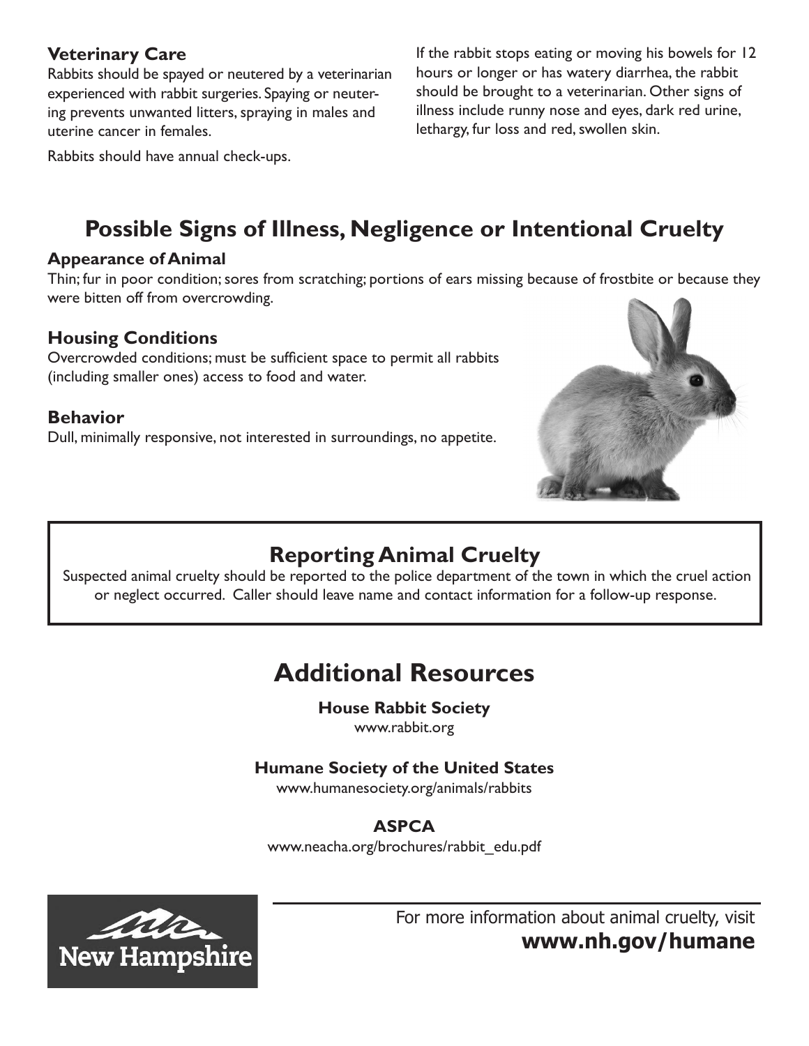### Veterinary Care

Rabbits should be spayed or neutered by a veterinarian experienced with rabbit surgeries. Spaying or neutering prevents unwanted litters, spraying in males and uterine cancer in females.

Rabbits should have annual check-ups.

If the rabbit stops eating or moving his bowels for 12 hours or longer or has watery diarrhea, the rabbit should be brought to a veterinarian. Other signs of illness include runny nose and eyes, dark red urine, lethargy, fur loss and red, swollen skin.

## Possible Signs of Illness, Negligence or Intentional Cruelty

### Appearance of Animal

Thin; fur in poor condition; sores from scratching; portions of ears missing because of frostbite or because they were bitten off from overcrowding.

### Housing Conditions

Overcrowded conditions; must be sufficient space to permit all rabbits (including smaller ones) access to food and water.

### Behavior

Dull, minimally responsive, not interested in surroundings, no appetite.

## Reporting Animal Cruelty

Suspected animal cruelty should be reported to the police department of the town in which the cruel action or neglect occurred. Caller should leave name and contact information for a follow-up response.

## Additional Resources

**House Rabbit Society**
www.rabbit.org

**Humane Society of the United States**
www.humanesociety.org/animals/rabbits

**ASPCA**
www.neacha.org/brochures/rabbit_edu.pdf

New Hampshire

For more information about animal cruelty, visit
**www.nh.gov/humane**